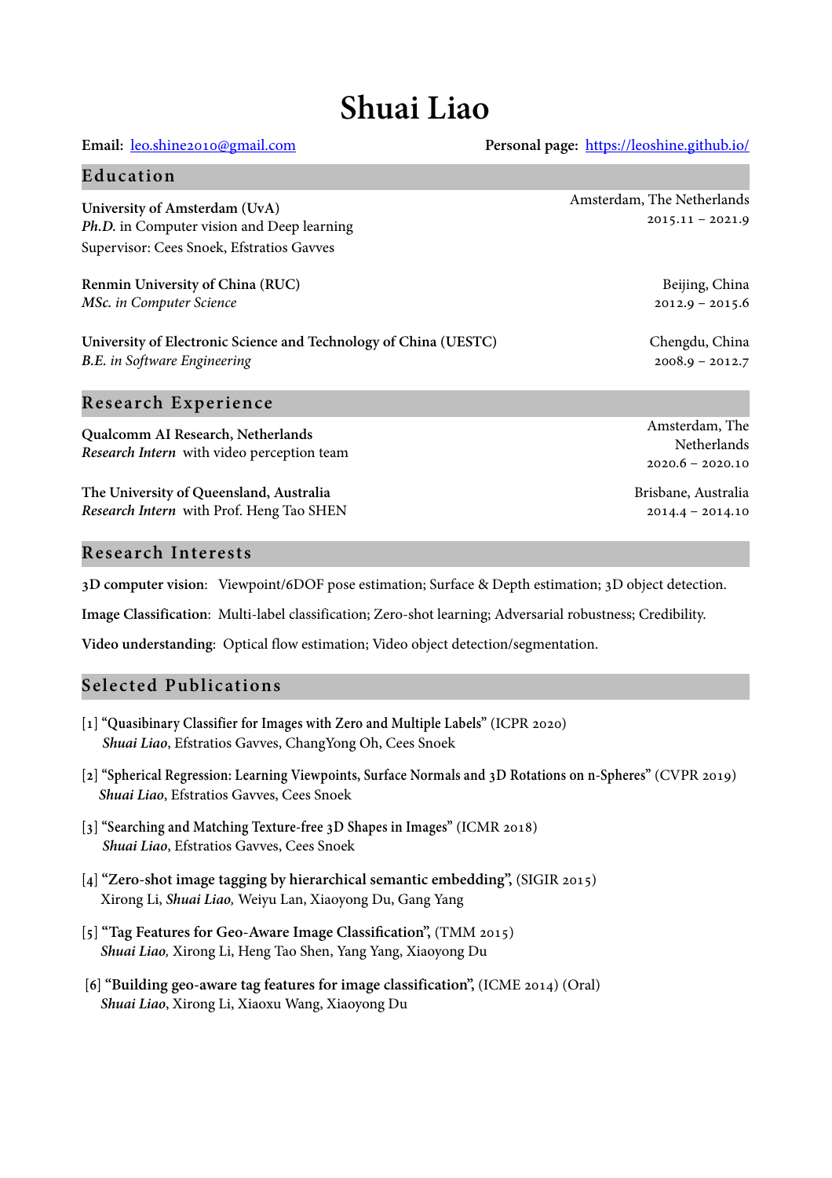# Shuai Liao

**Email:** leo.shine2010@gmail.com **Personal page:** https://leoshine.github.io/

## Education

**University of Amsterdam (UvA)** — Amsterdam, The Netherlands, 2015.11 – 2021.9
*Ph.D.* in Computer vision and Deep learning
Supervisor: Cees Snoek, Efstratios Gavves

**Renmin University of China (RUC)** — Beijing, China, 2012.9 – 2015.6
*MSc. in Computer Science*

**University of Electronic Science and Technology of China (UESTC)** — Chengdu, China, 2008.9 – 2012.7
*B.E. in Software Engineering*

## Research Experience

**Qualcomm AI Research, Netherlands** — Amsterdam, The Netherlands, 2020.6 – 2020.10
*Research Intern* with video perception team

**The University of Queensland, Australia** — Brisbane, Australia, 2014.4 – 2014.10
*Research Intern* with Prof. Heng Tao SHEN

## Research Interests

**3D computer vision**: Viewpoint/6DOF pose estimation; Surface & Depth estimation; 3D object detection.

**Image Classification**: Multi-label classification; Zero-shot learning; Adversarial robustness; Credibility.

**Video understanding**: Optical flow estimation; Video object detection/segmentation.

## Selected Publications

[1] **"Quasibinary Classifier for Images with Zero and Multiple Labels"** (ICPR 2020)
***Shuai Liao***, Efstratios Gavves, ChangYong Oh, Cees Snoek

[2] **"Spherical Regression: Learning Viewpoints, Surface Normals and 3D Rotations on n-Spheres"** (CVPR 2019)
***Shuai Liao***, Efstratios Gavves, Cees Snoek

[3] **"Searching and Matching Texture-free 3D Shapes in Images"** (ICMR 2018)
***Shuai Liao***, Efstratios Gavves, Cees Snoek

[4] **"Zero-shot image tagging by hierarchical semantic embedding"**, (SIGIR 2015)
Xirong Li, ***Shuai Liao,*** Weiyu Lan, Xiaoyong Du, Gang Yang

[5] **"Tag Features for Geo-Aware Image Classification"**, (TMM 2015)
***Shuai Liao,*** Xirong Li, Heng Tao Shen, Yang Yang, Xiaoyong Du

[6] **"Building geo-aware tag features for image classification"**, (ICME 2014) (Oral)
***Shuai Liao***, Xirong Li, Xiaoxu Wang, Xiaoyong Du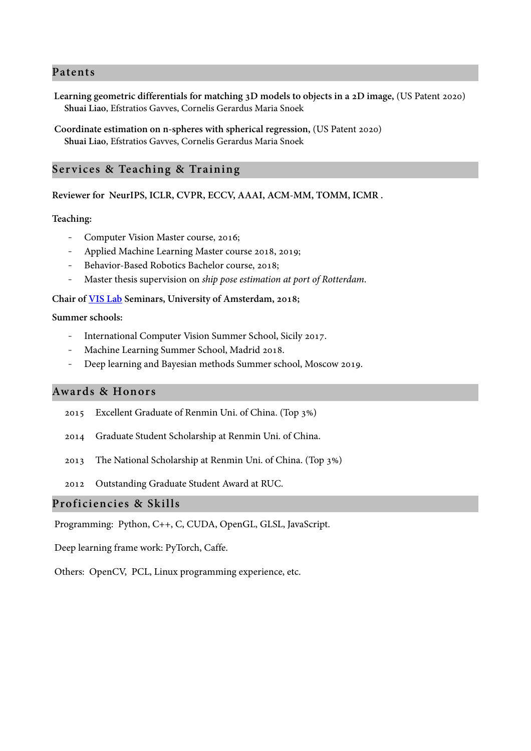## Patents

**Learning geometric differentials for matching 3D models to objects in a 2D image,** (US Patent 2020)
**Shuai Liao**, Efstratios Gavves, Cornelis Gerardus Maria Snoek

**Coordinate estimation on n-spheres with spherical regression,** (US Patent 2020)
**Shuai Liao**, Efstratios Gavves, Cornelis Gerardus Maria Snoek

## Services & Teaching & Training

**Reviewer for NeurIPS, ICLR, CVPR, ECCV, AAAI, ACM-MM, TOMM, ICMR .**

**Teaching:**

- Computer Vision Master course, 2016;
- Applied Machine Learning Master course 2018, 2019;
- Behavior-Based Robotics Bachelor course, 2018;
- Master thesis supervision on *ship pose estimation at port of Rotterdam*.

**Chair of VIS Lab Seminars, University of Amsterdam, 2018;**

**Summer schools:**

- International Computer Vision Summer School, Sicily 2017.
- Machine Learning Summer School, Madrid 2018.
- Deep learning and Bayesian methods Summer school, Moscow 2019.

## Awards & Honors

2015 Excellent Graduate of Renmin Uni. of China. (Top 3%)

2014 Graduate Student Scholarship at Renmin Uni. of China.

2013 The National Scholarship at Renmin Uni. of China. (Top 3%)

2012 Outstanding Graduate Student Award at RUC.

## Proficiencies & Skills

Programming: Python, C++, C, CUDA, OpenGL, GLSL, JavaScript.

Deep learning frame work: PyTorch, Caffe.

Others: OpenCV, PCL, Linux programming experience, etc.